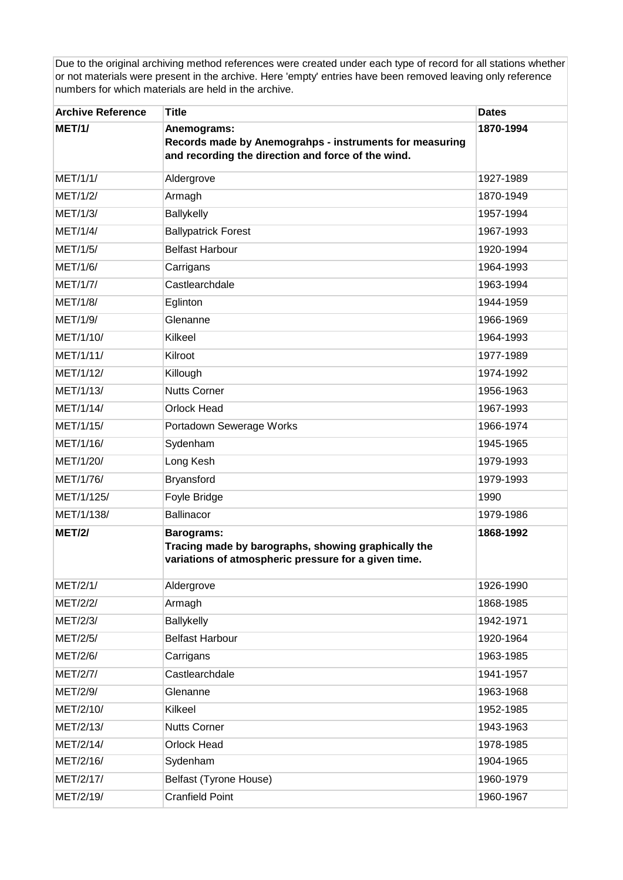Due to the original archiving method references were created under each type of record for all stations whether or not materials were present in the archive. Here 'empty' entries have been removed leaving only reference numbers for which materials are held in the archive.

| Archive Reference | Title | Dates |
|---|---|---|
| **MET/1/** | **Anemograms: Records made by Anemograhps - instruments for measuring and recording the direction and force of the wind.** | **1870-1994** |
| MET/1/1/ | Aldergrove | 1927-1989 |
| MET/1/2/ | Armagh | 1870-1949 |
| MET/1/3/ | Ballykelly | 1957-1994 |
| MET/1/4/ | Ballypatrick Forest | 1967-1993 |
| MET/1/5/ | Belfast Harbour | 1920-1994 |
| MET/1/6/ | Carrigans | 1964-1993 |
| MET/1/7/ | Castlearchdale | 1963-1994 |
| MET/1/8/ | Eglinton | 1944-1959 |
| MET/1/9/ | Glenanne | 1966-1969 |
| MET/1/10/ | Kilkeel | 1964-1993 |
| MET/1/11/ | Kilroot | 1977-1989 |
| MET/1/12/ | Killough | 1974-1992 |
| MET/1/13/ | Nutts Corner | 1956-1963 |
| MET/1/14/ | Orlock Head | 1967-1993 |
| MET/1/15/ | Portadown Sewerage Works | 1966-1974 |
| MET/1/16/ | Sydenham | 1945-1965 |
| MET/1/20/ | Long Kesh | 1979-1993 |
| MET/1/76/ | Bryansford | 1979-1993 |
| MET/1/125/ | Foyle Bridge | 1990 |
| MET/1/138/ | Ballinacor | 1979-1986 |
| **MET/2/** | **Barograms: Tracing made by barographs, showing graphically the variations of atmospheric pressure for a given time.** | **1868-1992** |
| MET/2/1/ | Aldergrove | 1926-1990 |
| MET/2/2/ | Armagh | 1868-1985 |
| MET/2/3/ | Ballykelly | 1942-1971 |
| MET/2/5/ | Belfast Harbour | 1920-1964 |
| MET/2/6/ | Carrigans | 1963-1985 |
| MET/2/7/ | Castlearchdale | 1941-1957 |
| MET/2/9/ | Glenanne | 1963-1968 |
| MET/2/10/ | Kilkeel | 1952-1985 |
| MET/2/13/ | Nutts Corner | 1943-1963 |
| MET/2/14/ | Orlock Head | 1978-1985 |
| MET/2/16/ | Sydenham | 1904-1965 |
| MET/2/17/ | Belfast (Tyrone House) | 1960-1979 |
| MET/2/19/ | Cranfield Point | 1960-1967 |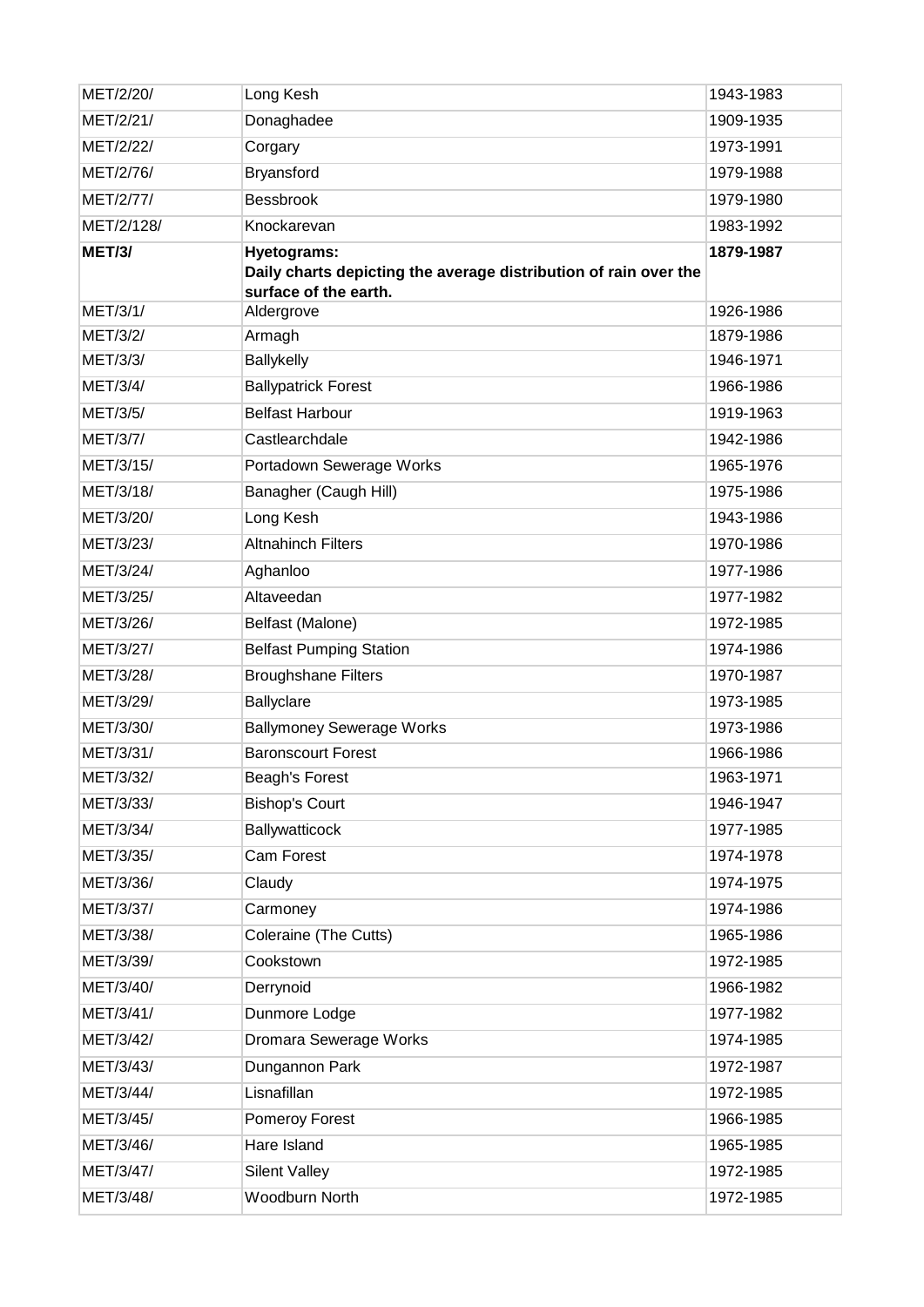| | | |
|---|---|---|
| MET/2/20/ | Long Kesh | 1943-1983 |
| MET/2/21/ | Donaghadee | 1909-1935 |
| MET/2/22/ | Corgary | 1973-1991 |
| MET/2/76/ | Bryansford | 1979-1988 |
| MET/2/77/ | Bessbrook | 1979-1980 |
| MET/2/128/ | Knockarevan | 1983-1992 |
| **MET/3/** | **Hyetograms:**<br>**Daily charts depicting the average distribution of rain over the surface of the earth.** | **1879-1987** |
| MET/3/1/ | Aldergrove | 1926-1986 |
| MET/3/2/ | Armagh | 1879-1986 |
| MET/3/3/ | Ballykelly | 1946-1971 |
| MET/3/4/ | Ballypatrick Forest | 1966-1986 |
| MET/3/5/ | Belfast Harbour | 1919-1963 |
| MET/3/7/ | Castlearchdale | 1942-1986 |
| MET/3/15/ | Portadown Sewerage Works | 1965-1976 |
| MET/3/18/ | Banagher (Caugh Hill) | 1975-1986 |
| MET/3/20/ | Long Kesh | 1943-1986 |
| MET/3/23/ | Altnahinch Filters | 1970-1986 |
| MET/3/24/ | Aghanloo | 1977-1986 |
| MET/3/25/ | Altaveedan | 1977-1982 |
| MET/3/26/ | Belfast (Malone) | 1972-1985 |
| MET/3/27/ | Belfast Pumping Station | 1974-1986 |
| MET/3/28/ | Broughshane Filters | 1970-1987 |
| MET/3/29/ | Ballyclare | 1973-1985 |
| MET/3/30/ | Ballymoney Sewerage Works | 1973-1986 |
| MET/3/31/ | Baronscourt Forest | 1966-1986 |
| MET/3/32/ | Beagh's Forest | 1963-1971 |
| MET/3/33/ | Bishop's Court | 1946-1947 |
| MET/3/34/ | Ballywatticock | 1977-1985 |
| MET/3/35/ | Cam Forest | 1974-1978 |
| MET/3/36/ | Claudy | 1974-1975 |
| MET/3/37/ | Carmoney | 1974-1986 |
| MET/3/38/ | Coleraine (The Cutts) | 1965-1986 |
| MET/3/39/ | Cookstown | 1972-1985 |
| MET/3/40/ | Derrynoid | 1966-1982 |
| MET/3/41/ | Dunmore Lodge | 1977-1982 |
| MET/3/42/ | Dromara Sewerage Works | 1974-1985 |
| MET/3/43/ | Dungannon Park | 1972-1987 |
| MET/3/44/ | Lisnafillan | 1972-1985 |
| MET/3/45/ | Pomeroy Forest | 1966-1985 |
| MET/3/46/ | Hare Island | 1965-1985 |
| MET/3/47/ | Silent Valley | 1972-1985 |
| MET/3/48/ | Woodburn North | 1972-1985 |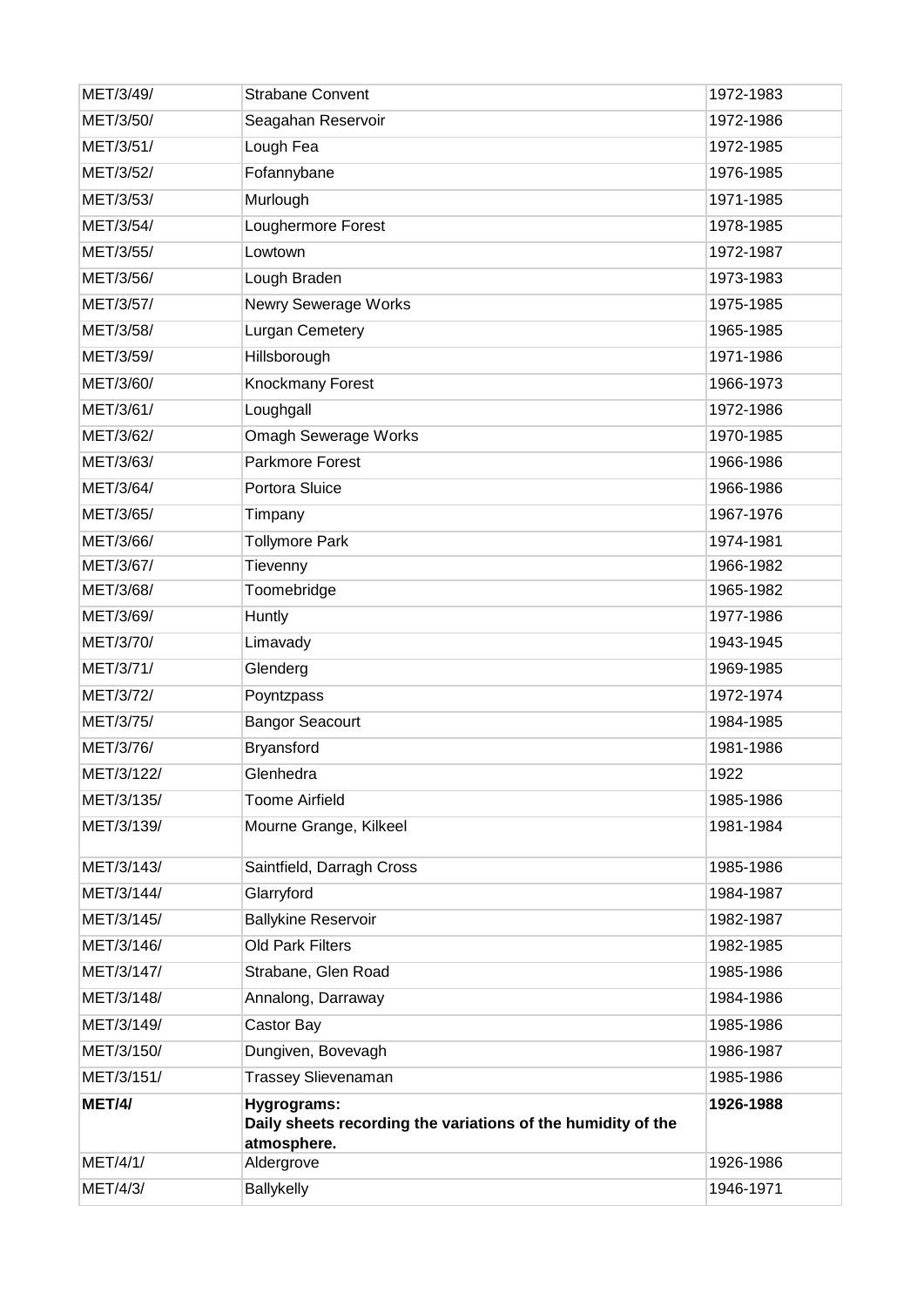| | | |
|---|---|---|
| MET/3/49/ | Strabane Convent | 1972-1983 |
| MET/3/50/ | Seagahan Reservoir | 1972-1986 |
| MET/3/51/ | Lough Fea | 1972-1985 |
| MET/3/52/ | Fofannybane | 1976-1985 |
| MET/3/53/ | Murlough | 1971-1985 |
| MET/3/54/ | Loughermore Forest | 1978-1985 |
| MET/3/55/ | Lowtown | 1972-1987 |
| MET/3/56/ | Lough Braden | 1973-1983 |
| MET/3/57/ | Newry Sewerage Works | 1975-1985 |
| MET/3/58/ | Lurgan Cemetery | 1965-1985 |
| MET/3/59/ | Hillsborough | 1971-1986 |
| MET/3/60/ | Knockmany Forest | 1966-1973 |
| MET/3/61/ | Loughgall | 1972-1986 |
| MET/3/62/ | Omagh Sewerage Works | 1970-1985 |
| MET/3/63/ | Parkmore Forest | 1966-1986 |
| MET/3/64/ | Portora Sluice | 1966-1986 |
| MET/3/65/ | Timpany | 1967-1976 |
| MET/3/66/ | Tollymore Park | 1974-1981 |
| MET/3/67/ | Tievenny | 1966-1982 |
| MET/3/68/ | Toomebridge | 1965-1982 |
| MET/3/69/ | Huntly | 1977-1986 |
| MET/3/70/ | Limavady | 1943-1945 |
| MET/3/71/ | Glenderg | 1969-1985 |
| MET/3/72/ | Poyntzpass | 1972-1974 |
| MET/3/75/ | Bangor Seacourt | 1984-1985 |
| MET/3/76/ | Bryansford | 1981-1986 |
| MET/3/122/ | Glenhedra | 1922 |
| MET/3/135/ | Toome Airfield | 1985-1986 |
| MET/3/139/ | Mourne Grange, Kilkeel | 1981-1984 |
| MET/3/143/ | Saintfield, Darragh Cross | 1985-1986 |
| MET/3/144/ | Glarryford | 1984-1987 |
| MET/3/145/ | Ballykine Reservoir | 1982-1987 |
| MET/3/146/ | Old Park Filters | 1982-1985 |
| MET/3/147/ | Strabane, Glen Road | 1985-1986 |
| MET/3/148/ | Annalong, Darraway | 1984-1986 |
| MET/3/149/ | Castor Bay | 1985-1986 |
| MET/3/150/ | Dungiven, Bovevagh | 1986-1987 |
| MET/3/151/ | Trassey Slievenaman | 1985-1986 |
| **MET/4/** | **Hygrograms:** **Daily sheets recording the variations of the humidity of the atmosphere.** | **1926-1988** |
| MET/4/1/ | Aldergrove | 1926-1986 |
| MET/4/3/ | Ballykelly | 1946-1971 |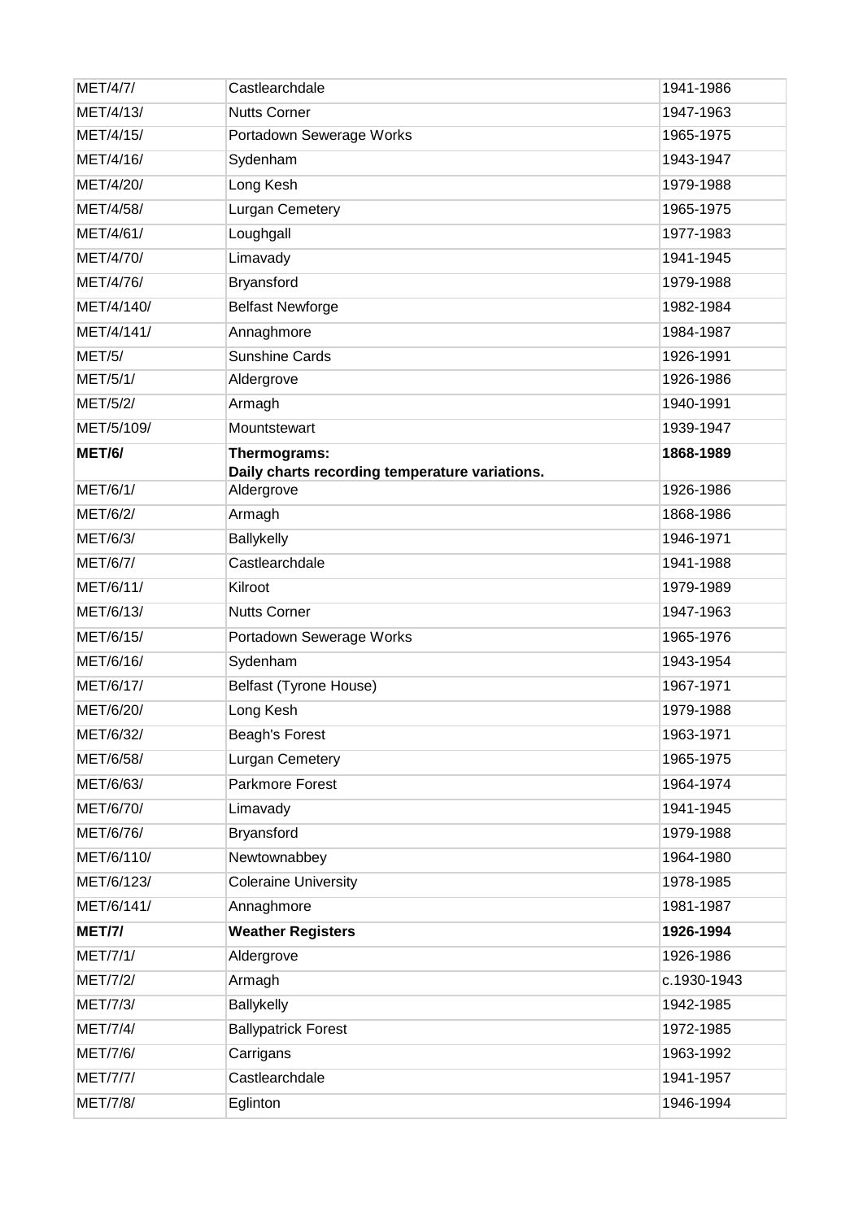| | | |
|---|---|---|
| MET/4/7/ | Castlearchdale | 1941-1986 |
| MET/4/13/ | Nutts Corner | 1947-1963 |
| MET/4/15/ | Portadown Sewerage Works | 1965-1975 |
| MET/4/16/ | Sydenham | 1943-1947 |
| MET/4/20/ | Long Kesh | 1979-1988 |
| MET/4/58/ | Lurgan Cemetery | 1965-1975 |
| MET/4/61/ | Loughgall | 1977-1983 |
| MET/4/70/ | Limavady | 1941-1945 |
| MET/4/76/ | Bryansford | 1979-1988 |
| MET/4/140/ | Belfast Newforge | 1982-1984 |
| MET/4/141/ | Annaghmore | 1984-1987 |
| MET/5/ | Sunshine Cards | 1926-1991 |
| MET/5/1/ | Aldergrove | 1926-1986 |
| MET/5/2/ | Armagh | 1940-1991 |
| MET/5/109/ | Mountstewart | 1939-1947 |
| **MET/6/** | **Thermograms: Daily charts recording temperature variations.** | **1868-1989** |
| MET/6/1/ | Aldergrove | 1926-1986 |
| MET/6/2/ | Armagh | 1868-1986 |
| MET/6/3/ | Ballykelly | 1946-1971 |
| MET/6/7/ | Castlearchdale | 1941-1988 |
| MET/6/11/ | Kilroot | 1979-1989 |
| MET/6/13/ | Nutts Corner | 1947-1963 |
| MET/6/15/ | Portadown Sewerage Works | 1965-1976 |
| MET/6/16/ | Sydenham | 1943-1954 |
| MET/6/17/ | Belfast (Tyrone House) | 1967-1971 |
| MET/6/20/ | Long Kesh | 1979-1988 |
| MET/6/32/ | Beagh's Forest | 1963-1971 |
| MET/6/58/ | Lurgan Cemetery | 1965-1975 |
| MET/6/63/ | Parkmore Forest | 1964-1974 |
| MET/6/70/ | Limavady | 1941-1945 |
| MET/6/76/ | Bryansford | 1979-1988 |
| MET/6/110/ | Newtownabbey | 1964-1980 |
| MET/6/123/ | Coleraine University | 1978-1985 |
| MET/6/141/ | Annaghmore | 1981-1987 |
| **MET/7/** | **Weather Registers** | **1926-1994** |
| MET/7/1/ | Aldergrove | 1926-1986 |
| MET/7/2/ | Armagh | c.1930-1943 |
| MET/7/3/ | Ballykelly | 1942-1985 |
| MET/7/4/ | Ballypatrick Forest | 1972-1985 |
| MET/7/6/ | Carrigans | 1963-1992 |
| MET/7/7/ | Castlearchdale | 1941-1957 |
| MET/7/8/ | Eglinton | 1946-1994 |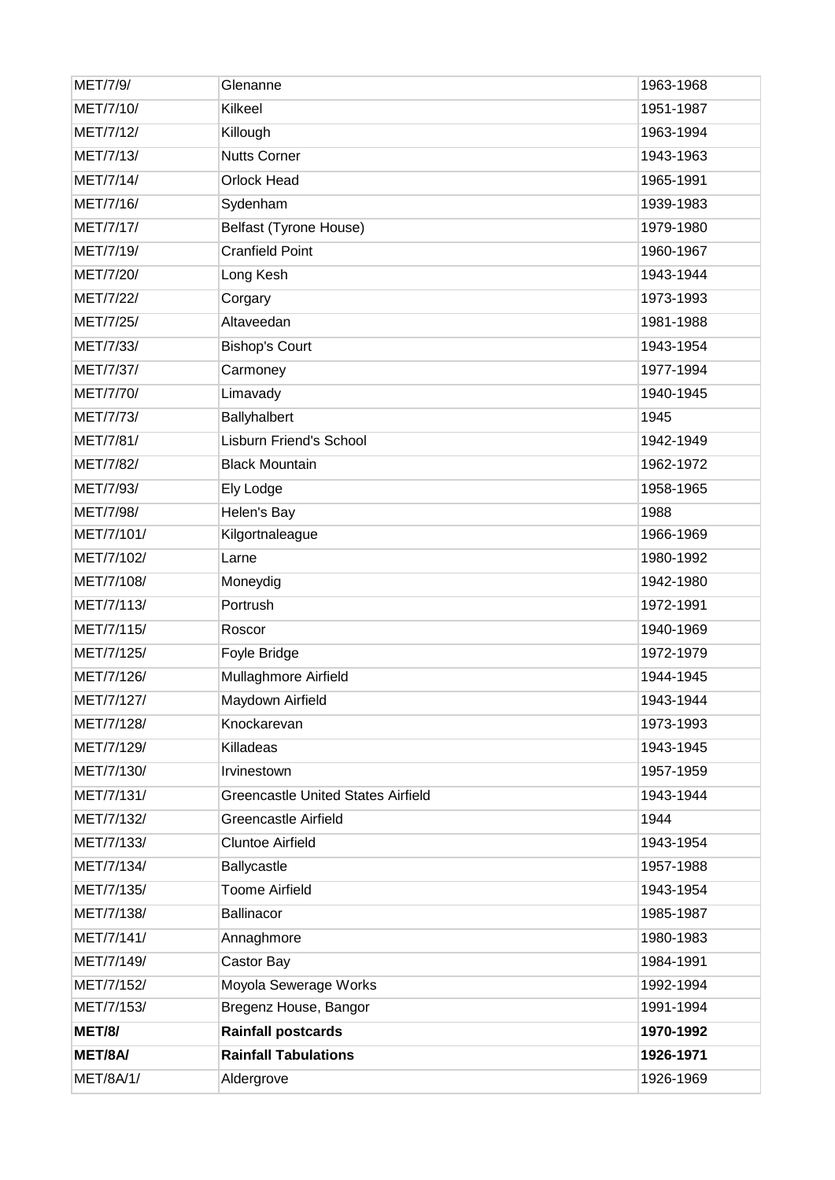| | | |
|---|---|---|
| MET/7/9/ | Glenanne | 1963-1968 |
| MET/7/10/ | Kilkeel | 1951-1987 |
| MET/7/12/ | Killough | 1963-1994 |
| MET/7/13/ | Nutts Corner | 1943-1963 |
| MET/7/14/ | Orlock Head | 1965-1991 |
| MET/7/16/ | Sydenham | 1939-1983 |
| MET/7/17/ | Belfast (Tyrone House) | 1979-1980 |
| MET/7/19/ | Cranfield Point | 1960-1967 |
| MET/7/20/ | Long Kesh | 1943-1944 |
| MET/7/22/ | Corgary | 1973-1993 |
| MET/7/25/ | Altaveedan | 1981-1988 |
| MET/7/33/ | Bishop's Court | 1943-1954 |
| MET/7/37/ | Carmoney | 1977-1994 |
| MET/7/70/ | Limavady | 1940-1945 |
| MET/7/73/ | Ballyhalbert | 1945 |
| MET/7/81/ | Lisburn Friend's School | 1942-1949 |
| MET/7/82/ | Black Mountain | 1962-1972 |
| MET/7/93/ | Ely Lodge | 1958-1965 |
| MET/7/98/ | Helen's Bay | 1988 |
| MET/7/101/ | Kilgortnaleague | 1966-1969 |
| MET/7/102/ | Larne | 1980-1992 |
| MET/7/108/ | Moneydig | 1942-1980 |
| MET/7/113/ | Portrush | 1972-1991 |
| MET/7/115/ | Roscor | 1940-1969 |
| MET/7/125/ | Foyle Bridge | 1972-1979 |
| MET/7/126/ | Mullaghmore Airfield | 1944-1945 |
| MET/7/127/ | Maydown Airfield | 1943-1944 |
| MET/7/128/ | Knockarevan | 1973-1993 |
| MET/7/129/ | Killadeas | 1943-1945 |
| MET/7/130/ | Irvinestown | 1957-1959 |
| MET/7/131/ | Greencastle United States Airfield | 1943-1944 |
| MET/7/132/ | Greencastle Airfield | 1944 |
| MET/7/133/ | Cluntoe Airfield | 1943-1954 |
| MET/7/134/ | Ballycastle | 1957-1988 |
| MET/7/135/ | Toome Airfield | 1943-1954 |
| MET/7/138/ | Ballinacor | 1985-1987 |
| MET/7/141/ | Annaghmore | 1980-1983 |
| MET/7/149/ | Castor Bay | 1984-1991 |
| MET/7/152/ | Moyola Sewerage Works | 1992-1994 |
| MET/7/153/ | Bregenz House, Bangor | 1991-1994 |
| **MET/8/** | **Rainfall postcards** | **1970-1992** |
| **MET/8A/** | **Rainfall Tabulations** | **1926-1971** |
| MET/8A/1/ | Aldergrove | 1926-1969 |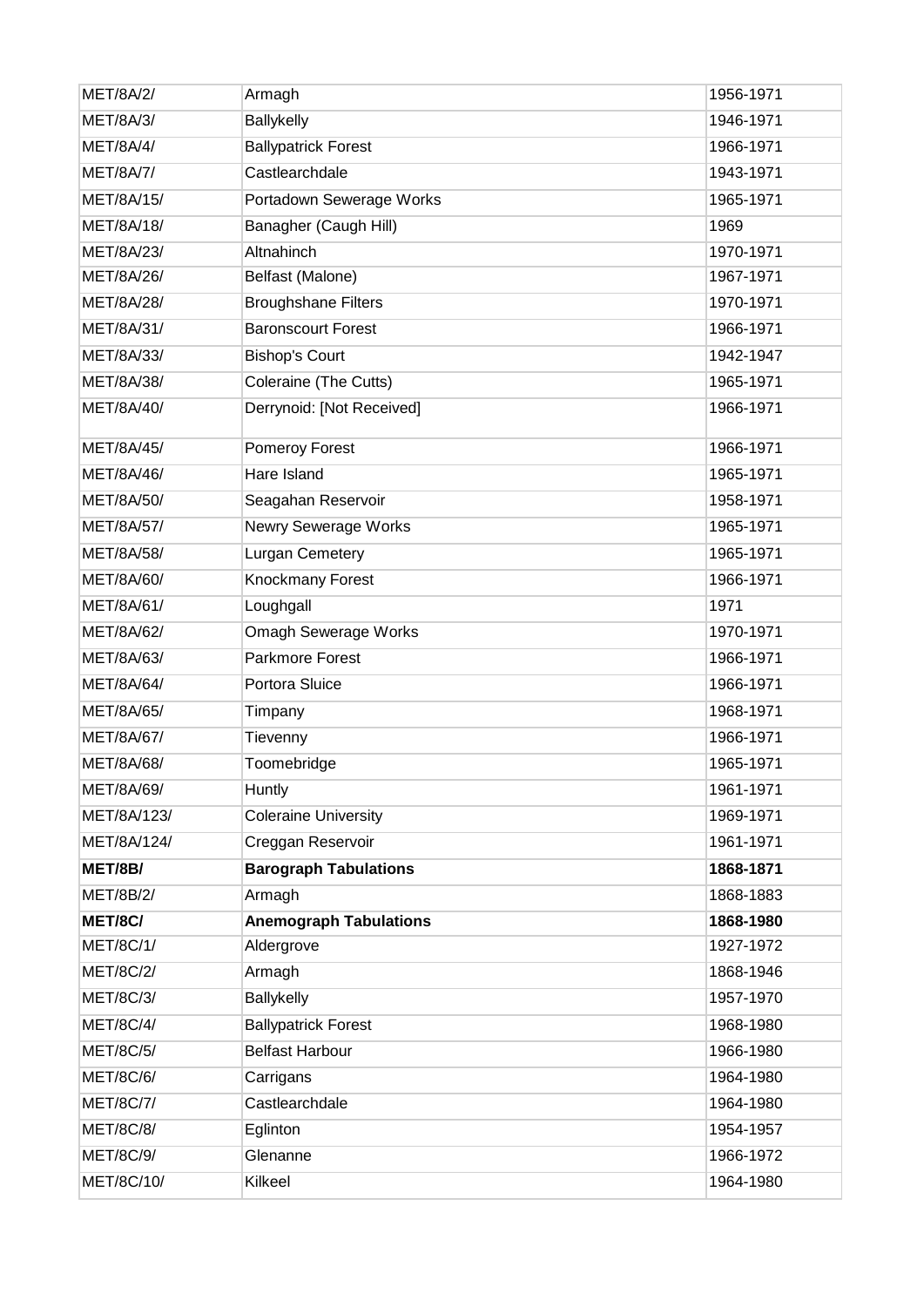| | | |
|---|---|---|
| MET/8A/2/ | Armagh | 1956-1971 |
| MET/8A/3/ | Ballykelly | 1946-1971 |
| MET/8A/4/ | Ballypatrick Forest | 1966-1971 |
| MET/8A/7/ | Castlearchdale | 1943-1971 |
| MET/8A/15/ | Portadown Sewerage Works | 1965-1971 |
| MET/8A/18/ | Banagher (Caugh Hill) | 1969 |
| MET/8A/23/ | Altnahinch | 1970-1971 |
| MET/8A/26/ | Belfast (Malone) | 1967-1971 |
| MET/8A/28/ | Broughshane Filters | 1970-1971 |
| MET/8A/31/ | Baronscourt Forest | 1966-1971 |
| MET/8A/33/ | Bishop's Court | 1942-1947 |
| MET/8A/38/ | Coleraine (The Cutts) | 1965-1971 |
| MET/8A/40/ | Derrynoid: [Not Received] | 1966-1971 |
| MET/8A/45/ | Pomeroy Forest | 1966-1971 |
| MET/8A/46/ | Hare Island | 1965-1971 |
| MET/8A/50/ | Seagahan Reservoir | 1958-1971 |
| MET/8A/57/ | Newry Sewerage Works | 1965-1971 |
| MET/8A/58/ | Lurgan Cemetery | 1965-1971 |
| MET/8A/60/ | Knockmany Forest | 1966-1971 |
| MET/8A/61/ | Loughgall | 1971 |
| MET/8A/62/ | Omagh Sewerage Works | 1970-1971 |
| MET/8A/63/ | Parkmore Forest | 1966-1971 |
| MET/8A/64/ | Portora Sluice | 1966-1971 |
| MET/8A/65/ | Timpany | 1968-1971 |
| MET/8A/67/ | Tievenny | 1966-1971 |
| MET/8A/68/ | Toomebridge | 1965-1971 |
| MET/8A/69/ | Huntly | 1961-1971 |
| MET/8A/123/ | Coleraine University | 1969-1971 |
| MET/8A/124/ | Creggan Reservoir | 1961-1971 |
| **MET/8B/** | **Barograph Tabulations** | **1868-1871** |
| MET/8B/2/ | Armagh | 1868-1883 |
| **MET/8C/** | **Anemograph Tabulations** | **1868-1980** |
| MET/8C/1/ | Aldergrove | 1927-1972 |
| MET/8C/2/ | Armagh | 1868-1946 |
| MET/8C/3/ | Ballykelly | 1957-1970 |
| MET/8C/4/ | Ballypatrick Forest | 1968-1980 |
| MET/8C/5/ | Belfast Harbour | 1966-1980 |
| MET/8C/6/ | Carrigans | 1964-1980 |
| MET/8C/7/ | Castlearchdale | 1964-1980 |
| MET/8C/8/ | Eglinton | 1954-1957 |
| MET/8C/9/ | Glenanne | 1966-1972 |
| MET/8C/10/ | Kilkeel | 1964-1980 |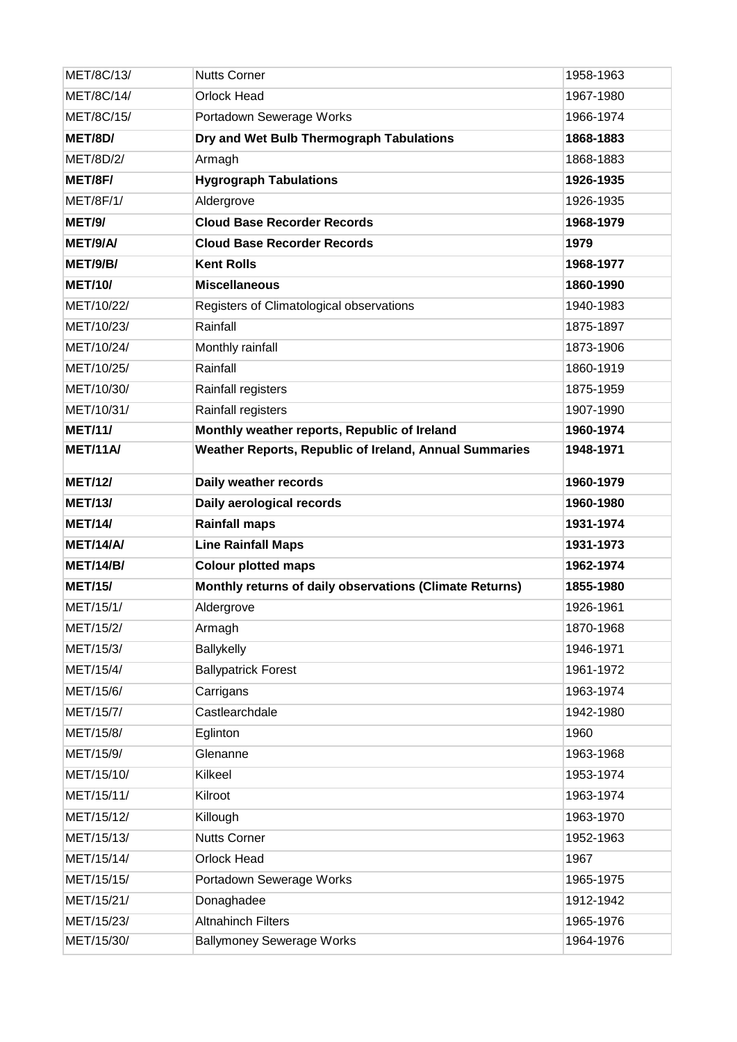| | | |
|---|---|---|
| MET/8C/13/ | Nutts Corner | 1958-1963 |
| MET/8C/14/ | Orlock Head | 1967-1980 |
| MET/8C/15/ | Portadown Sewerage Works | 1966-1974 |
| **MET/8D/** | **Dry and Wet Bulb Thermograph Tabulations** | **1868-1883** |
| MET/8D/2/ | Armagh | 1868-1883 |
| **MET/8F/** | **Hygrograph Tabulations** | **1926-1935** |
| MET/8F/1/ | Aldergrove | 1926-1935 |
| **MET/9/** | **Cloud Base Recorder Records** | **1968-1979** |
| **MET/9/A/** | **Cloud Base Recorder Records** | **1979** |
| **MET/9/B/** | **Kent Rolls** | **1968-1977** |
| **MET/10/** | **Miscellaneous** | **1860-1990** |
| MET/10/22/ | Registers of Climatological observations | 1940-1983 |
| MET/10/23/ | Rainfall | 1875-1897 |
| MET/10/24/ | Monthly rainfall | 1873-1906 |
| MET/10/25/ | Rainfall | 1860-1919 |
| MET/10/30/ | Rainfall registers | 1875-1959 |
| MET/10/31/ | Rainfall registers | 1907-1990 |
| **MET/11/** | **Monthly weather reports, Republic of Ireland** | **1960-1974** |
| **MET/11A/** | **Weather Reports, Republic of Ireland, Annual Summaries** | **1948-1971** |
| **MET/12/** | **Daily weather records** | **1960-1979** |
| **MET/13/** | **Daily aerological records** | **1960-1980** |
| **MET/14/** | **Rainfall maps** | **1931-1974** |
| **MET/14/A/** | **Line Rainfall Maps** | **1931-1973** |
| **MET/14/B/** | **Colour plotted maps** | **1962-1974** |
| **MET/15/** | **Monthly returns of daily observations (Climate Returns)** | **1855-1980** |
| MET/15/1/ | Aldergrove | 1926-1961 |
| MET/15/2/ | Armagh | 1870-1968 |
| MET/15/3/ | Ballykelly | 1946-1971 |
| MET/15/4/ | Ballypatrick Forest | 1961-1972 |
| MET/15/6/ | Carrigans | 1963-1974 |
| MET/15/7/ | Castlearchdale | 1942-1980 |
| MET/15/8/ | Eglinton | 1960 |
| MET/15/9/ | Glenanne | 1963-1968 |
| MET/15/10/ | Kilkeel | 1953-1974 |
| MET/15/11/ | Kilroot | 1963-1974 |
| MET/15/12/ | Killough | 1963-1970 |
| MET/15/13/ | Nutts Corner | 1952-1963 |
| MET/15/14/ | Orlock Head | 1967 |
| MET/15/15/ | Portadown Sewerage Works | 1965-1975 |
| MET/15/21/ | Donaghadee | 1912-1942 |
| MET/15/23/ | Altnahinch Filters | 1965-1976 |
| MET/15/30/ | Ballymoney Sewerage Works | 1964-1976 |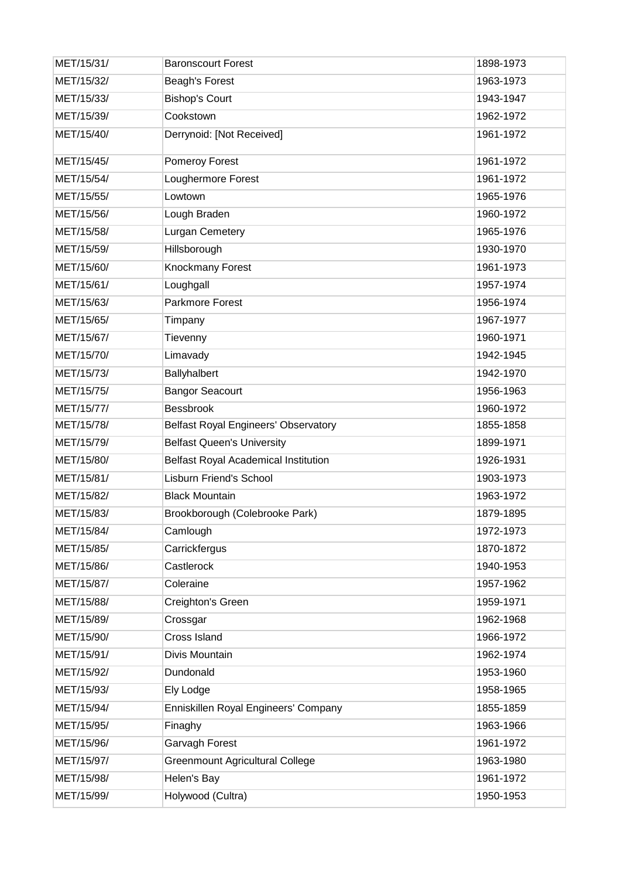| | | |
|---|---|---|
| MET/15/31/ | Baronscourt Forest | 1898-1973 |
| MET/15/32/ | Beagh's Forest | 1963-1973 |
| MET/15/33/ | Bishop's Court | 1943-1947 |
| MET/15/39/ | Cookstown | 1962-1972 |
| MET/15/40/ | Derrynoid: [Not Received] | 1961-1972 |
| MET/15/45/ | Pomeroy Forest | 1961-1972 |
| MET/15/54/ | Loughermore Forest | 1961-1972 |
| MET/15/55/ | Lowtown | 1965-1976 |
| MET/15/56/ | Lough Braden | 1960-1972 |
| MET/15/58/ | Lurgan Cemetery | 1965-1976 |
| MET/15/59/ | Hillsborough | 1930-1970 |
| MET/15/60/ | Knockmany Forest | 1961-1973 |
| MET/15/61/ | Loughgall | 1957-1974 |
| MET/15/63/ | Parkmore Forest | 1956-1974 |
| MET/15/65/ | Timpany | 1967-1977 |
| MET/15/67/ | Tievenny | 1960-1971 |
| MET/15/70/ | Limavady | 1942-1945 |
| MET/15/73/ | Ballyhalbert | 1942-1970 |
| MET/15/75/ | Bangor Seacourt | 1956-1963 |
| MET/15/77/ | Bessbrook | 1960-1972 |
| MET/15/78/ | Belfast Royal Engineers' Observatory | 1855-1858 |
| MET/15/79/ | Belfast Queen's University | 1899-1971 |
| MET/15/80/ | Belfast Royal Academical Institution | 1926-1931 |
| MET/15/81/ | Lisburn Friend's School | 1903-1973 |
| MET/15/82/ | Black Mountain | 1963-1972 |
| MET/15/83/ | Brookborough (Colebrooke Park) | 1879-1895 |
| MET/15/84/ | Camlough | 1972-1973 |
| MET/15/85/ | Carrickfergus | 1870-1872 |
| MET/15/86/ | Castlerock | 1940-1953 |
| MET/15/87/ | Coleraine | 1957-1962 |
| MET/15/88/ | Creighton's Green | 1959-1971 |
| MET/15/89/ | Crossgar | 1962-1968 |
| MET/15/90/ | Cross Island | 1966-1972 |
| MET/15/91/ | Divis Mountain | 1962-1974 |
| MET/15/92/ | Dundonald | 1953-1960 |
| MET/15/93/ | Ely Lodge | 1958-1965 |
| MET/15/94/ | Enniskillen Royal Engineers' Company | 1855-1859 |
| MET/15/95/ | Finaghy | 1963-1966 |
| MET/15/96/ | Garvagh Forest | 1961-1972 |
| MET/15/97/ | Greenmount Agricultural College | 1963-1980 |
| MET/15/98/ | Helen's Bay | 1961-1972 |
| MET/15/99/ | Holywood (Cultra) | 1950-1953 |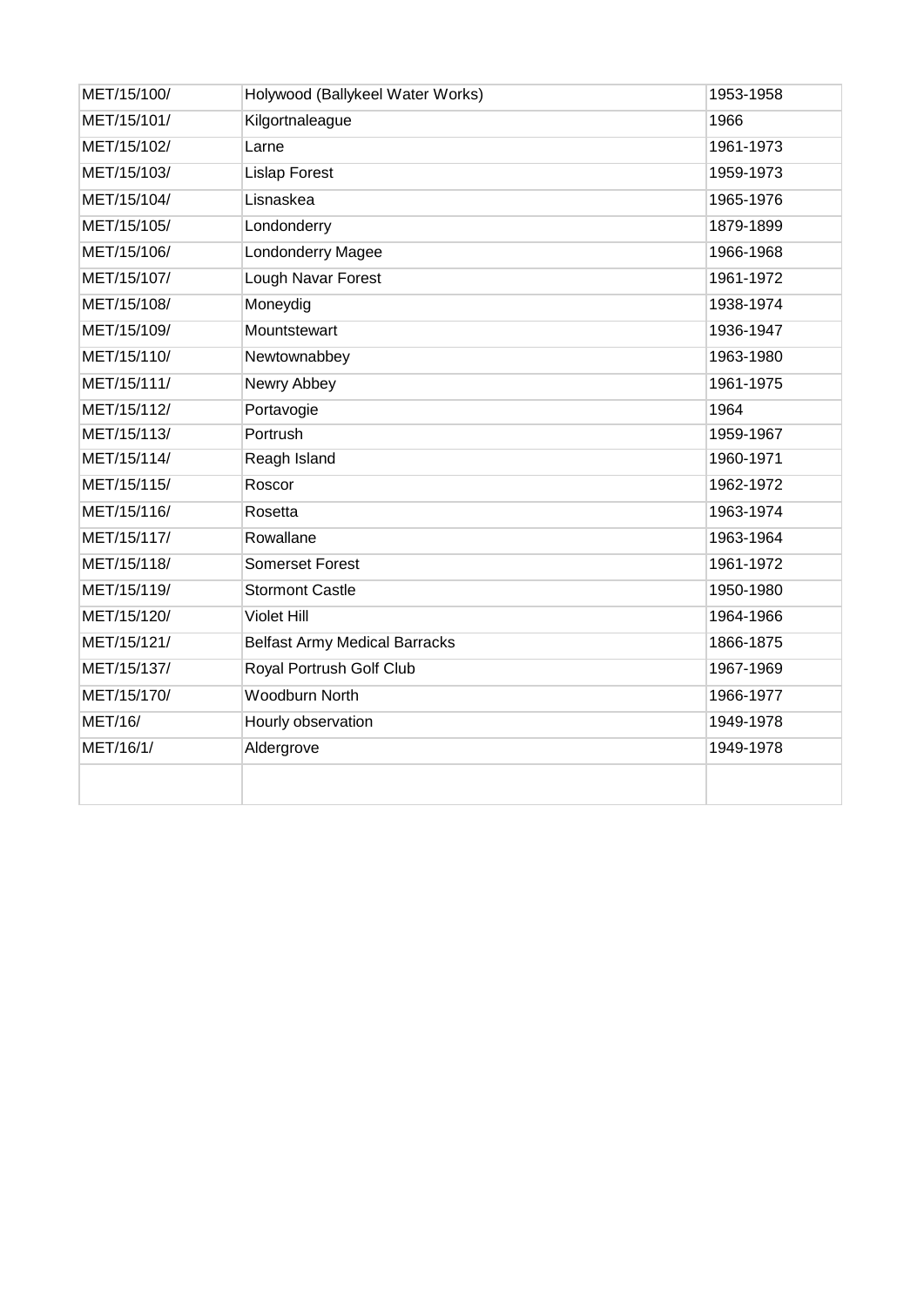| | | |
|---|---|---|
| MET/15/100/ | Holywood (Ballykeel Water Works) | 1953-1958 |
| MET/15/101/ | Kilgortnaleague | 1966 |
| MET/15/102/ | Larne | 1961-1973 |
| MET/15/103/ | Lislap Forest | 1959-1973 |
| MET/15/104/ | Lisnaskea | 1965-1976 |
| MET/15/105/ | Londonderry | 1879-1899 |
| MET/15/106/ | Londonderry Magee | 1966-1968 |
| MET/15/107/ | Lough Navar Forest | 1961-1972 |
| MET/15/108/ | Moneydig | 1938-1974 |
| MET/15/109/ | Mountstewart | 1936-1947 |
| MET/15/110/ | Newtownabbey | 1963-1980 |
| MET/15/111/ | Newry Abbey | 1961-1975 |
| MET/15/112/ | Portavogie | 1964 |
| MET/15/113/ | Portrush | 1959-1967 |
| MET/15/114/ | Reagh Island | 1960-1971 |
| MET/15/115/ | Roscor | 1962-1972 |
| MET/15/116/ | Rosetta | 1963-1974 |
| MET/15/117/ | Rowallane | 1963-1964 |
| MET/15/118/ | Somerset Forest | 1961-1972 |
| MET/15/119/ | Stormont Castle | 1950-1980 |
| MET/15/120/ | Violet Hill | 1964-1966 |
| MET/15/121/ | Belfast Army Medical Barracks | 1866-1875 |
| MET/15/137/ | Royal Portrush Golf Club | 1967-1969 |
| MET/15/170/ | Woodburn North | 1966-1977 |
| MET/16/ | Hourly observation | 1949-1978 |
| MET/16/1/ | Aldergrove | 1949-1978 |
| | | |